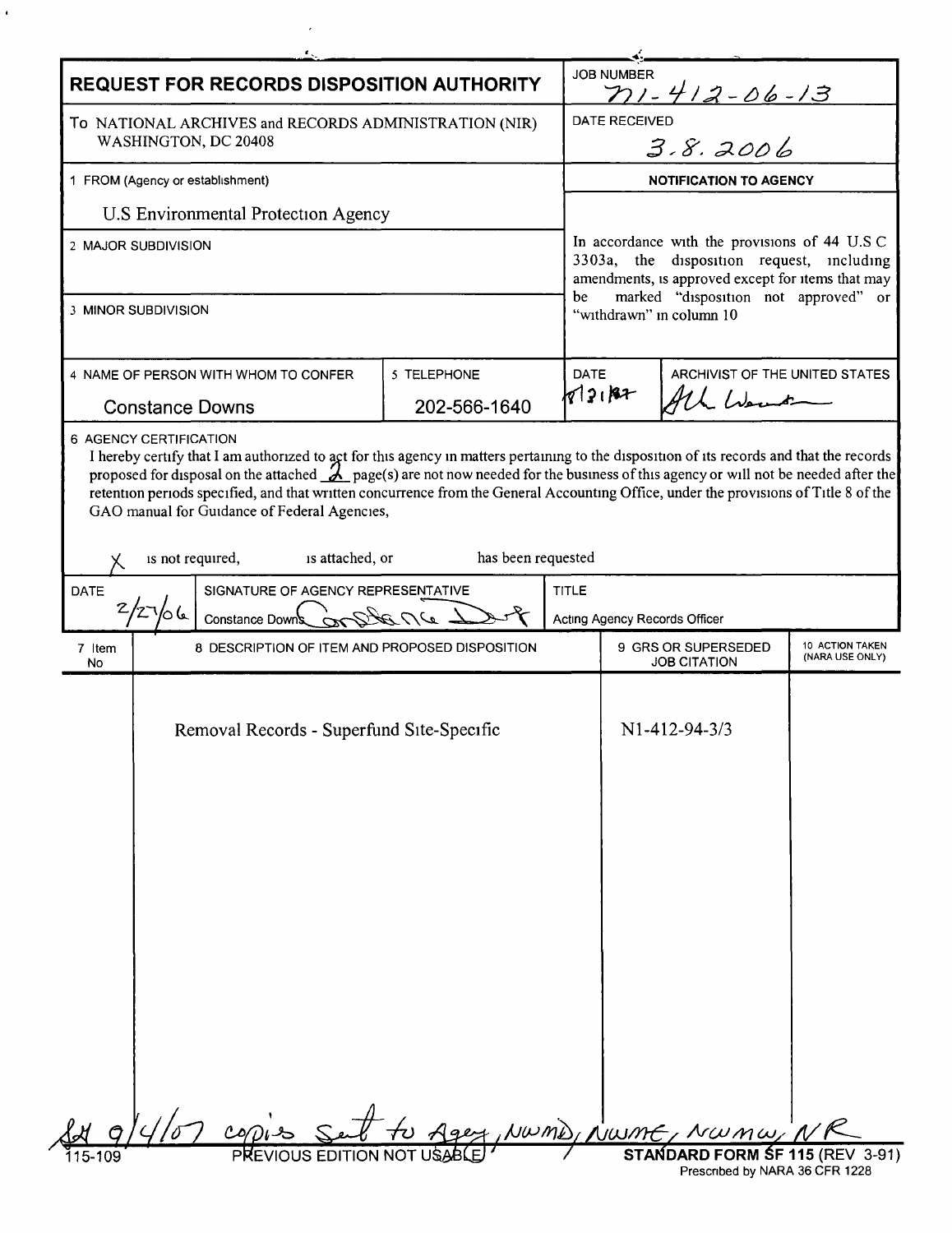# REQUEST FOR RECORDS DISPOSITION AUTHORITY

**JOB NUMBER** N1-412-06-13

**DATE RECEIVED** 3.8.2006

To NATIONAL ARCHIVES and RECORDS ADMINISTRATION (NIR)
WASHINGTON, DC 20408

1 FROM (Agency or establishment)

U.S Environmental Protection Agency

2 MAJOR SUBDIVISION

3 MINOR SUBDIVISION

**NOTIFICATION TO AGENCY**

In accordance with the provisions of 44 U.S C 3303a, the disposition request, including amendments, is approved except for items that may be marked "disposition not approved" or "withdrawn" in column 10

| 4 NAME OF PERSON WITH WHOM TO CONFER | 5 TELEPHONE | DATE | ARCHIVIST OF THE UNITED STATES |
|---|---|---|---|
| Constance Downs | 202-566-1640 | 8/21/07 | Allen Weinstein |

6 AGENCY CERTIFICATION

I hereby certify that I am authorized to act for this agency in matters pertaining to the disposition of its records and that the records proposed for disposal on the attached 2 page(s) are not now needed for the business of this agency or will not be needed after the retention periods specified, and that written concurrence from the General Accounting Office, under the provisions of Title 8 of the GAO manual for Guidance of Federal Agencies,

X is not required, is attached, or has been requested

| DATE | SIGNATURE OF AGENCY REPRESENTATIVE | TITLE |
|---|---|---|
| 2/27/06 | Constance Downs Constance Downs | Acting Agency Records Officer |

| 7 Item No | 8 DESCRIPTION OF ITEM AND PROPOSED DISPOSITION | 9 GRS OR SUPERSEDED JOB CITATION | 10 ACTION TAKEN (NARA USE ONLY) |
|---|---|---|---|
| | Removal Records - Superfund Site-Specific | N1-412-94-3/3 | |

9/4/07 copies sent to Agency, NWMD, NWME, NWMW, NR

115-109 PREVIOUS EDITION NOT USABLE

STANDARD FORM SF 115 (REV 3-91)
Prescribed by NARA 36 CFR 1228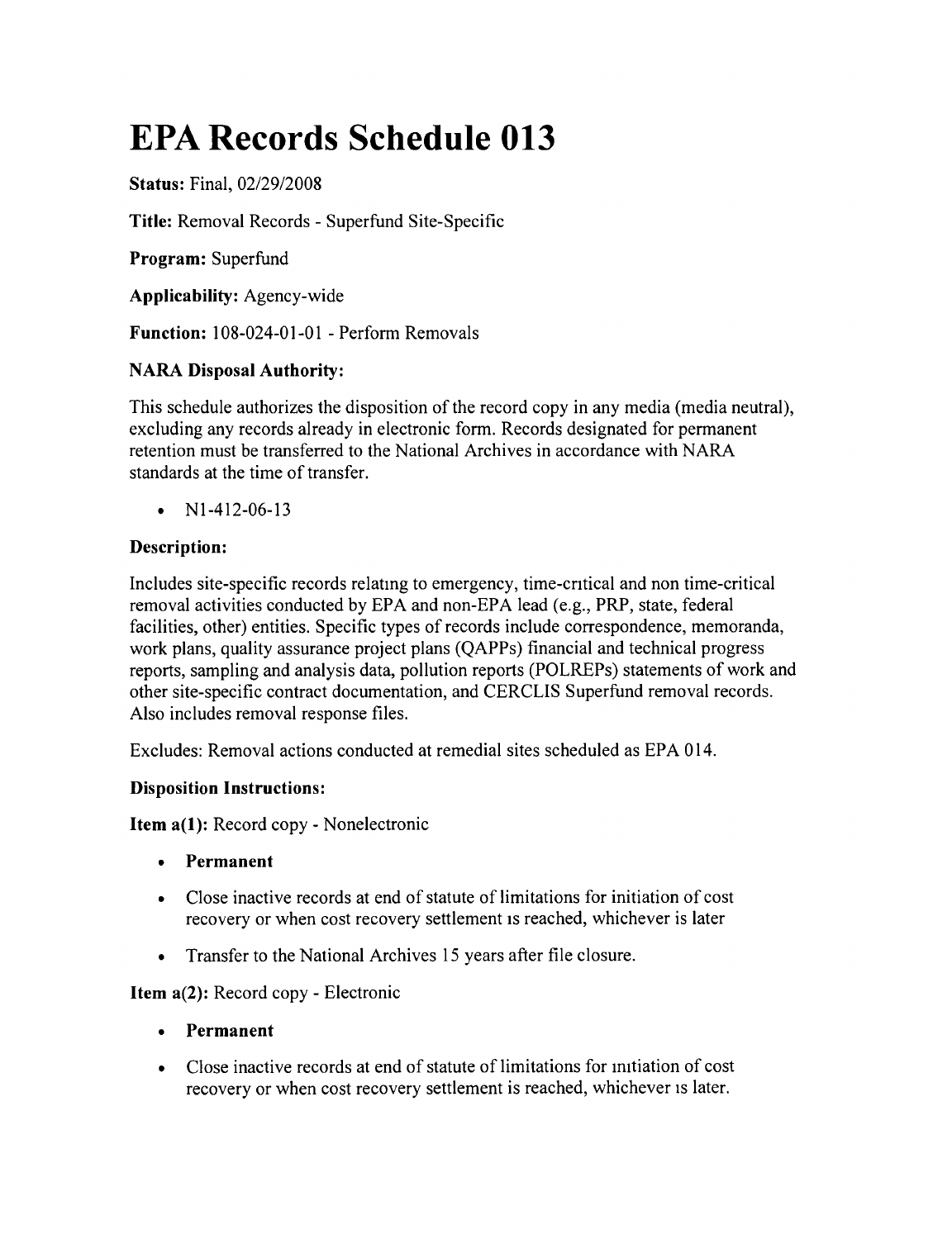# EPA Records Schedule 013

**Status:** Final, 02/29/2008

**Title:** Removal Records - Superfund Site-Specific

**Program:** Superfund

**Applicability:** Agency-wide

**Function:** 108-024-01-01 - Perform Removals

**NARA Disposal Authority:**

This schedule authorizes the disposition of the record copy in any media (media neutral), excluding any records already in electronic form. Records designated for permanent retention must be transferred to the National Archives in accordance with NARA standards at the time of transfer.

- N1-412-06-13

**Description:**

Includes site-specific records relating to emergency, time-critical and non time-critical removal activities conducted by EPA and non-EPA lead (e.g., PRP, state, federal facilities, other) entities. Specific types of records include correspondence, memoranda, work plans, quality assurance project plans (QAPPs) financial and technical progress reports, sampling and analysis data, pollution reports (POLREPs) statements of work and other site-specific contract documentation, and CERCLIS Superfund removal records. Also includes removal response files.

Excludes: Removal actions conducted at remedial sites scheduled as EPA 014.

**Disposition Instructions:**

**Item a(1):** Record copy - Nonelectronic

- **Permanent**
- Close inactive records at end of statute of limitations for initiation of cost recovery or when cost recovery settlement is reached, whichever is later
- Transfer to the National Archives 15 years after file closure.

**Item a(2):** Record copy - Electronic

- **Permanent**
- Close inactive records at end of statute of limitations for initiation of cost recovery or when cost recovery settlement is reached, whichever is later.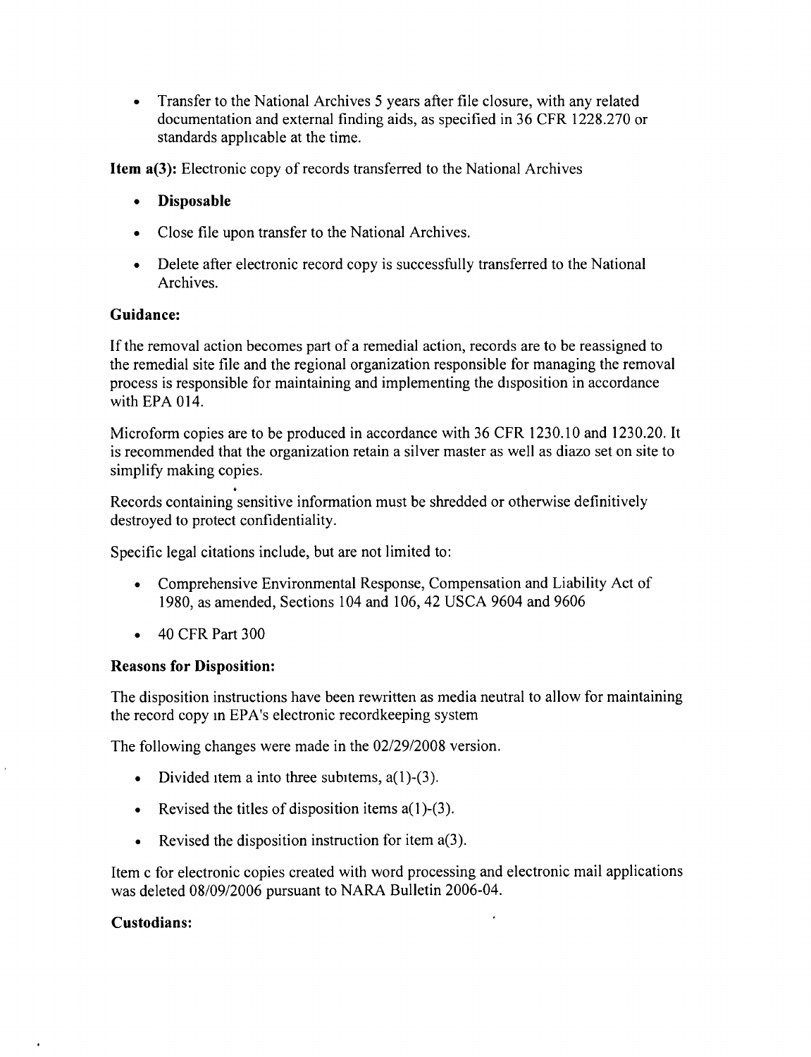- Transfer to the National Archives 5 years after file closure, with any related documentation and external finding aids, as specified in 36 CFR 1228.270 or standards applicable at the time.

**Item a(3):** Electronic copy of records transferred to the National Archives

- **Disposable**
- Close file upon transfer to the National Archives.
- Delete after electronic record copy is successfully transferred to the National Archives.

**Guidance:**

If the removal action becomes part of a remedial action, records are to be reassigned to the remedial site file and the regional organization responsible for managing the removal process is responsible for maintaining and implementing the disposition in accordance with EPA 014.

Microform copies are to be produced in accordance with 36 CFR 1230.10 and 1230.20. It is recommended that the organization retain a silver master as well as diazo set on site to simplify making copies.

Records containing sensitive information must be shredded or otherwise definitively destroyed to protect confidentiality.

Specific legal citations include, but are not limited to:

- Comprehensive Environmental Response, Compensation and Liability Act of 1980, as amended, Sections 104 and 106, 42 USCA 9604 and 9606
- 40 CFR Part 300

**Reasons for Disposition:**

The disposition instructions have been rewritten as media neutral to allow for maintaining the record copy in EPA's electronic recordkeeping system

The following changes were made in the 02/29/2008 version.

- Divided item a into three subitems, a(1)-(3).
- Revised the titles of disposition items a(1)-(3).
- Revised the disposition instruction for item a(3).

Item c for electronic copies created with word processing and electronic mail applications was deleted 08/09/2006 pursuant to NARA Bulletin 2006-04.

**Custodians:**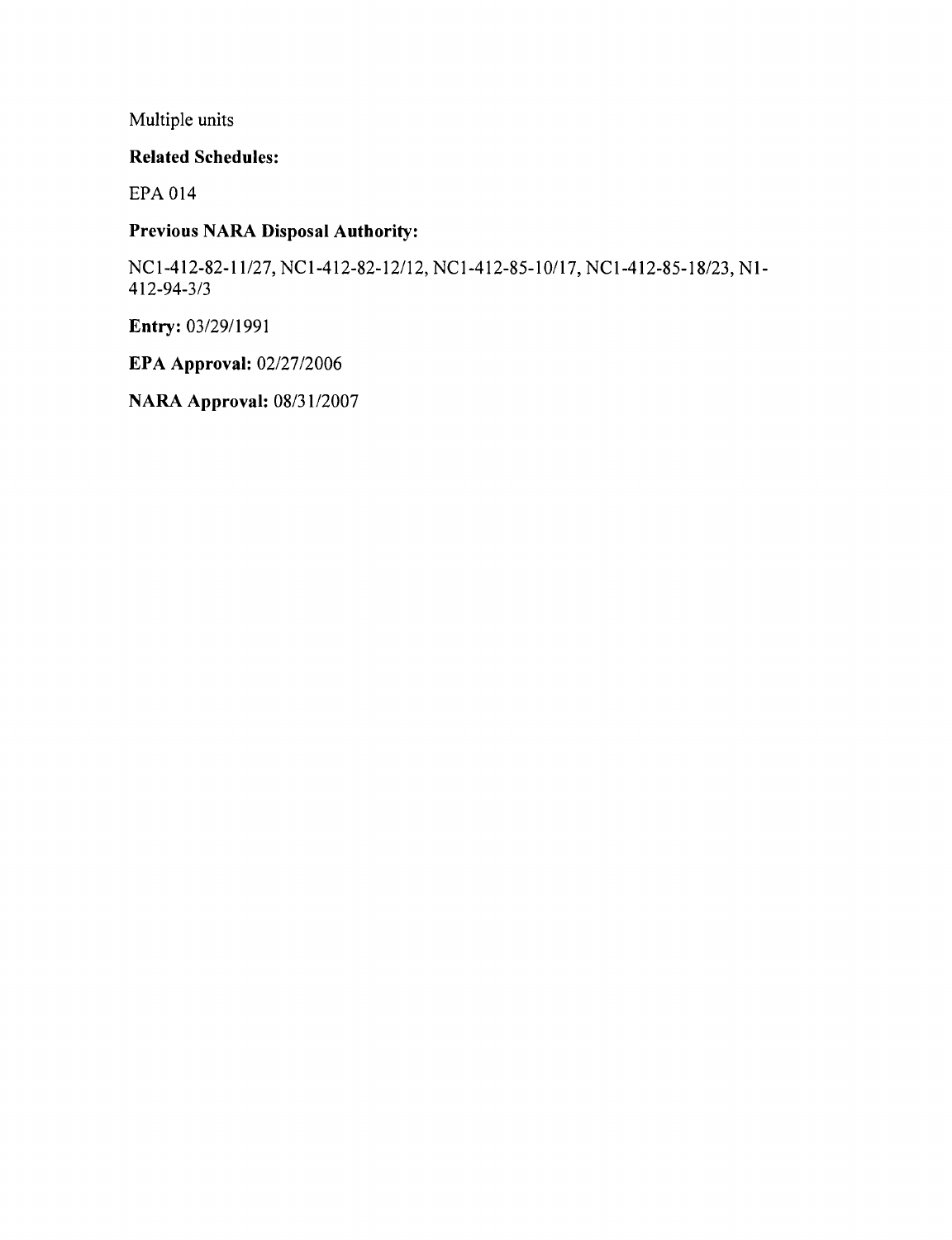Multiple units

**Related Schedules:**

EPA 014

**Previous NARA Disposal Authority:**

NC1-412-82-11/27, NC1-412-82-12/12, NC1-412-85-10/17, NC1-412-85-18/23, N1-412-94-3/3

**Entry:** 03/29/1991

**EPA Approval:** 02/27/2006

**NARA Approval:** 08/31/2007